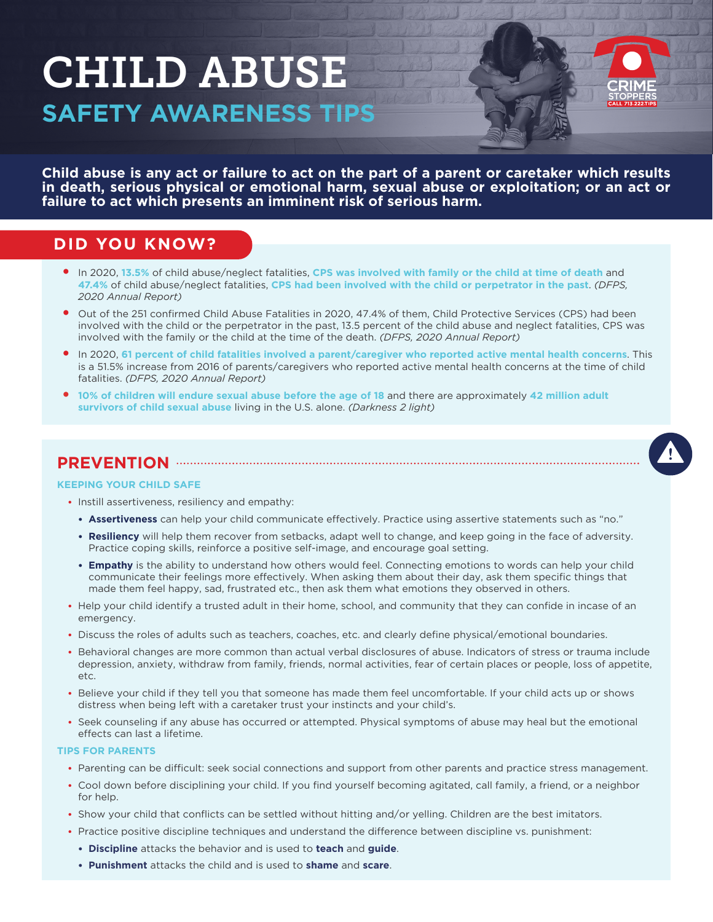# CHILD ABUSE

## SAFETY AWARENESS TIPS

**Child abuse is any act or failure to act on the part of a parent or caretaker which results in death, serious physical or emotional harm, sexual abuse or exploitation; or an act or failure to act which presents an imminent risk of serious harm.**

## DID YOU KNOW?

- In 2020, **13.5%** of child abuse/neglect fatalities, **CPS was involved with family or the child at time of death** and **47.4%** of child abuse/neglect fatalities, **CPS had been involved with the child or perpetrator in the past**. *(DFPS, 2020 Annual Report)*
- Out of the 251 confirmed Child Abuse Fatalities in 2020, 47.4% of them, Child Protective Services (CPS) had been involved with the child or the perpetrator in the past, 13.5 percent of the child abuse and neglect fatalities, CPS was involved with the family or the child at the time of the death. *(DFPS, 2020 Annual Report)*
- In 2020, **61 percent of child fatalities involved a parent/caregiver who reported active mental health concerns**. This is a 51.5% increase from 2016 of parents/caregivers who reported active mental health concerns at the time of child fatalities. *(DFPS, 2020 Annual Report)*
- **10% of children will endure sexual abuse before the age of 18** and there are approximately **42 million adult survivors of child sexual abuse** living in the U.S. alone. *(Darkness 2 light)*

## PREVENTION

### KEEPING YOUR CHILD SAFE

- Instill assertiveness, resiliency and empathy:
  - **Assertiveness** can help your child communicate effectively. Practice using assertive statements such as "no."
  - **Resiliency** will help them recover from setbacks, adapt well to change, and keep going in the face of adversity. Practice coping skills, reinforce a positive self-image, and encourage goal setting.
  - **Empathy** is the ability to understand how others would feel. Connecting emotions to words can help your child communicate their feelings more effectively. When asking them about their day, ask them specific things that made them feel happy, sad, frustrated etc., then ask them what emotions they observed in others.
- Help your child identify a trusted adult in their home, school, and community that they can confide in incase of an emergency.
- Discuss the roles of adults such as teachers, coaches, etc. and clearly define physical/emotional boundaries.
- Behavioral changes are more common than actual verbal disclosures of abuse. Indicators of stress or trauma include depression, anxiety, withdraw from family, friends, normal activities, fear of certain places or people, loss of appetite, etc.
- Believe your child if they tell you that someone has made them feel uncomfortable. If your child acts up or shows distress when being left with a caretaker trust your instincts and your child's.
- Seek counseling if any abuse has occurred or attempted. Physical symptoms of abuse may heal but the emotional effects can last a lifetime.

### TIPS FOR PARENTS

- Parenting can be difficult: seek social connections and support from other parents and practice stress management.
- Cool down before disciplining your child. If you find yourself becoming agitated, call family, a friend, or a neighbor for help.
- Show your child that conflicts can be settled without hitting and/or yelling. Children are the best imitators.
- Practice positive discipline techniques and understand the difference between discipline vs. punishment:
  - **Discipline** attacks the behavior and is used to **teach** and **guide**.
  - **Punishment** attacks the child and is used to **shame** and **scare**.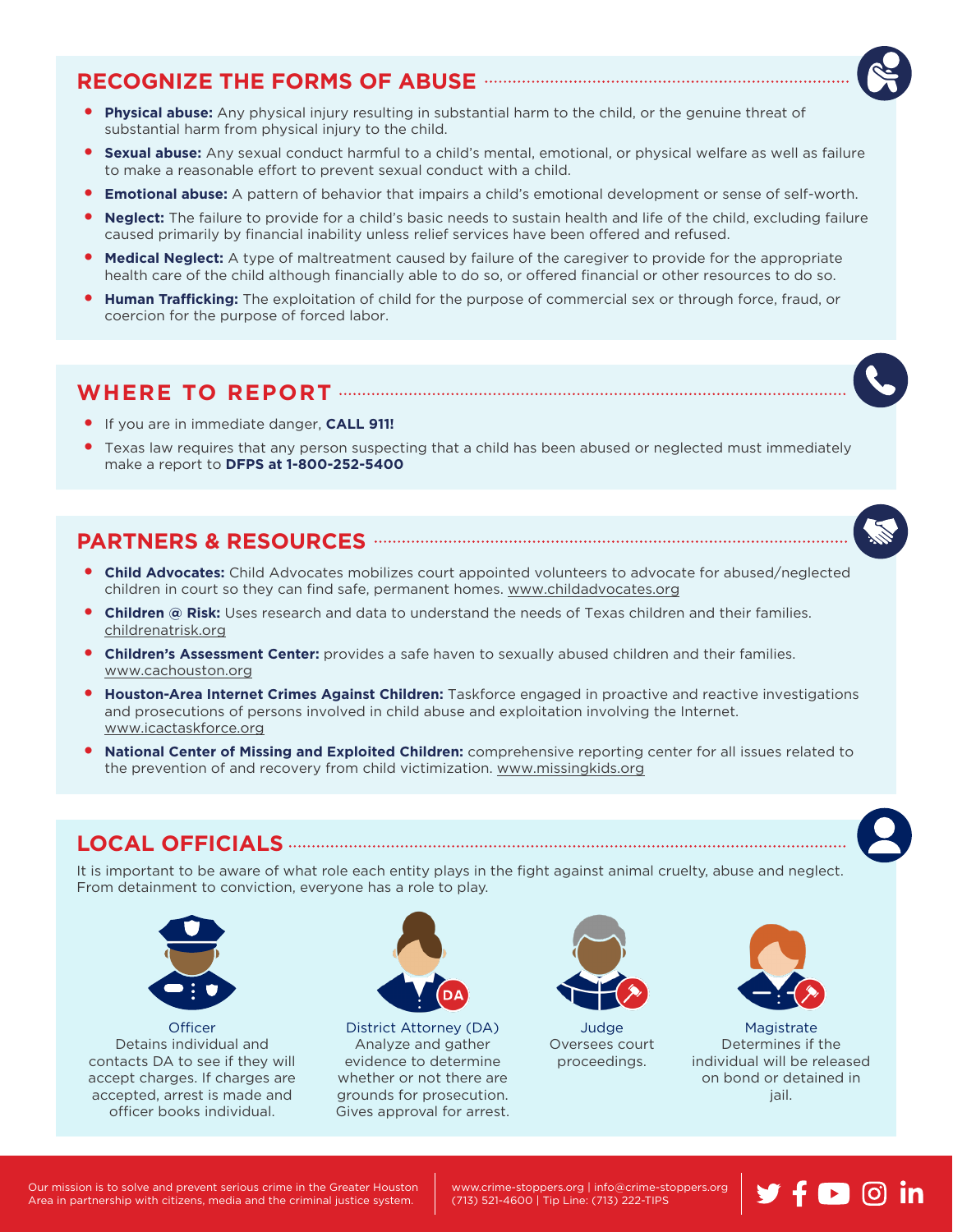## RECOGNIZE THE FORMS OF ABUSE

- **Physical abuse:** Any physical injury resulting in substantial harm to the child, or the genuine threat of substantial harm from physical injury to the child.
- **Sexual abuse:** Any sexual conduct harmful to a child's mental, emotional, or physical welfare as well as failure to make a reasonable effort to prevent sexual conduct with a child.
- **Emotional abuse:** A pattern of behavior that impairs a child's emotional development or sense of self-worth.
- **Neglect:** The failure to provide for a child's basic needs to sustain health and life of the child, excluding failure caused primarily by financial inability unless relief services have been offered and refused.
- **Medical Neglect:** A type of maltreatment caused by failure of the caregiver to provide for the appropriate health care of the child although financially able to do so, or offered financial or other resources to do so.
- **Human Trafficking:** The exploitation of child for the purpose of commercial sex or through force, fraud, or coercion for the purpose of forced labor.

## WHERE TO REPORT

- If you are in immediate danger, **CALL 911!**
- Texas law requires that any person suspecting that a child has been abused or neglected must immediately make a report to **DFPS at 1-800-252-5400**

## PARTNERS & RESOURCES

- **Child Advocates:** Child Advocates mobilizes court appointed volunteers to advocate for abused/neglected children in court so they can find safe, permanent homes. www.childadvocates.org
- **Children @ Risk:** Uses research and data to understand the needs of Texas children and their families. childrenatrisk.org
- **Children's Assessment Center:** provides a safe haven to sexually abused children and their families. www.cachouston.org
- **Houston-Area Internet Crimes Against Children:** Taskforce engaged in proactive and reactive investigations and prosecutions of persons involved in child abuse and exploitation involving the Internet. www.icactaskforce.org
- **National Center of Missing and Exploited Children:** comprehensive reporting center for all issues related to the prevention of and recovery from child victimization. www.missingkids.org

## LOCAL OFFICIALS

It is important to be aware of what role each entity plays in the fight against animal cruelty, abuse and neglect. From detainment to conviction, everyone has a role to play.

**Officer**
Detains individual and contacts DA to see if they will accept charges. If charges are accepted, arrest is made and officer books individual.

**District Attorney (DA)**
Analyze and gather evidence to determine whether or not there are grounds for prosecution. Gives approval for arrest.

**Judge**
Oversees court proceedings.

**Magistrate**
Determines if the individual will be released on bond or detained in jail.

Our mission is to solve and prevent serious crime in the Greater Houston Area in partnership with citizens, media and the criminal justice system.

www.crime-stoppers.org | info@crime-stoppers.org
(713) 521-4600 | Tip Line: (713) 222-TIPS